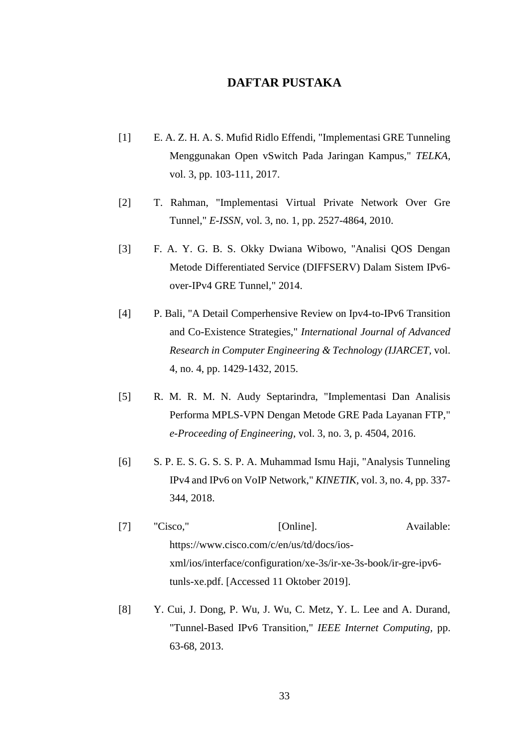# DAFTAR PUSTAKA

[1] E. A. Z. H. A. S. Mufid Ridlo Effendi, "Implementasi GRE Tunneling Menggunakan Open vSwitch Pada Jaringan Kampus," *TELKA,* vol. 3, pp. 103-111, 2017.

[2] T. Rahman, "Implementasi Virtual Private Network Over Gre Tunnel," *E-ISSN,* vol. 3, no. 1, pp. 2527-4864, 2010.

[3] F. A. Y. G. B. S. Okky Dwiana Wibowo, "Analisi QOS Dengan Metode Differentiated Service (DIFFSERV) Dalam Sistem IPv6-over-IPv4 GRE Tunnel," 2014.

[4] P. Bali, "A Detail Comperhensive Review on Ipv4-to-IPv6 Transition and Co-Existence Strategies," *International Journal of Advanced Research in Computer Engineering & Technology (IJARCET,* vol. 4, no. 4, pp. 1429-1432, 2015.

[5] R. M. R. M. N. Audy Septarindra, "Implementasi Dan Analisis Performa MPLS-VPN Dengan Metode GRE Pada Layanan FTP," *e-Proceeding of Engineering,* vol. 3, no. 3, p. 4504, 2016.

[6] S. P. E. S. G. S. S. P. A. Muhammad Ismu Haji, "Analysis Tunneling IPv4 and IPv6 on VoIP Network," *KINETIK,* vol. 3, no. 4, pp. 337-344, 2018.

[7] "Cisco," [Online]. Available: https://www.cisco.com/c/en/us/td/docs/ios-xml/ios/interface/configuration/xe-3s/ir-xe-3s-book/ir-gre-ipv6-tunls-xe.pdf. [Accessed 11 Oktober 2019].

[8] Y. Cui, J. Dong, P. Wu, J. Wu, C. Metz, Y. L. Lee and A. Durand, "Tunnel-Based IPv6 Transition," *IEEE Internet Computing,* pp. 63-68, 2013.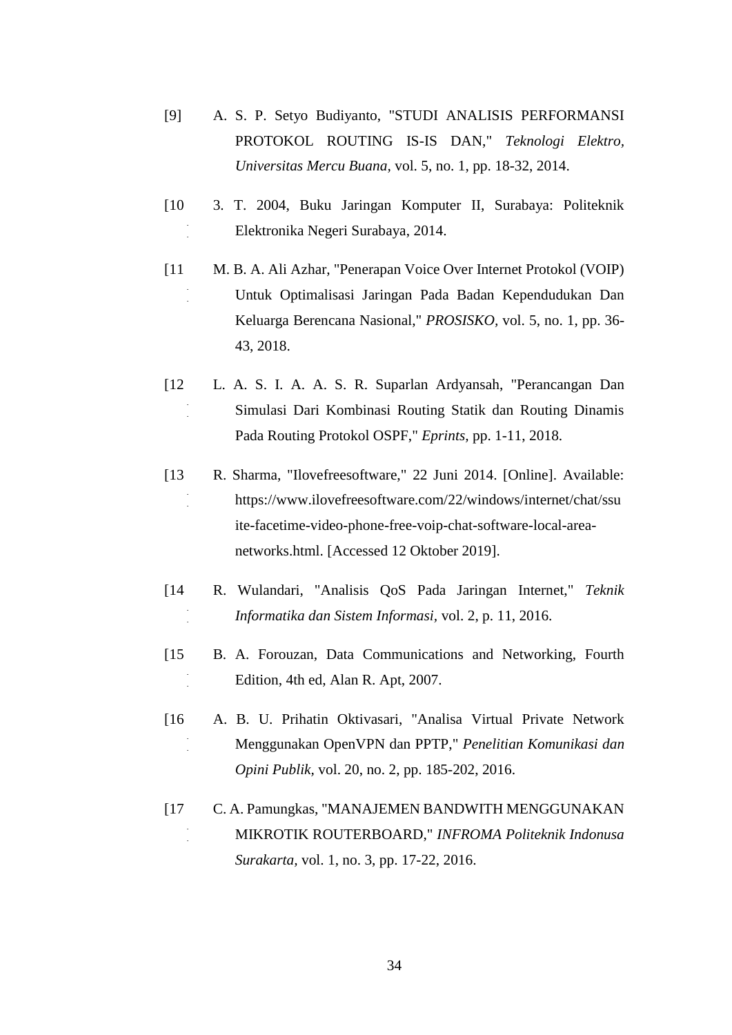[9] A. S. P. Setyo Budiyanto, "STUDI ANALISIS PERFORMANSI PROTOKOL ROUTING IS-IS DAN," *Teknologi Elektro, Universitas Mercu Buana,* vol. 5, no. 1, pp. 18-32, 2014.

[10] 3. T. 2004, Buku Jaringan Komputer II, Surabaya: Politeknik Elektronika Negeri Surabaya, 2014.

[11] M. B. A. Ali Azhar, "Penerapan Voice Over Internet Protokol (VOIP) Untuk Optimalisasi Jaringan Pada Badan Kependudukan Dan Keluarga Berencana Nasional," *PROSISKO,* vol. 5, no. 1, pp. 36-43, 2018.

[12] L. A. S. I. A. A. S. R. Suparlan Ardyansah, "Perancangan Dan Simulasi Dari Kombinasi Routing Statik dan Routing Dinamis Pada Routing Protokol OSPF," *Eprints,* pp. 1-11, 2018.

[13] R. Sharma, "Ilovefreesoftware," 22 Juni 2014. [Online]. Available: https://www.ilovefreesoftware.com/22/windows/internet/chat/ssuite-facetime-video-phone-free-voip-chat-software-local-area-networks.html. [Accessed 12 Oktober 2019].

[14] R. Wulandari, "Analisis QoS Pada Jaringan Internet," *Teknik Informatika dan Sistem Informasi,* vol. 2, p. 11, 2016.

[15] B. A. Forouzan, Data Communications and Networking, Fourth Edition, 4th ed, Alan R. Apt, 2007.

[16] A. B. U. Prihatin Oktivasari, "Analisa Virtual Private Network Menggunakan OpenVPN dan PPTP," *Penelitian Komunikasi dan Opini Publik,* vol. 20, no. 2, pp. 185-202, 2016.

[17] C. A. Pamungkas, "MANAJEMEN BANDWITH MENGGUNAKAN MIKROTIK ROUTERBOARD," *INFROMA Politeknik Indonusa Surakarta,* vol. 1, no. 3, pp. 17-22, 2016.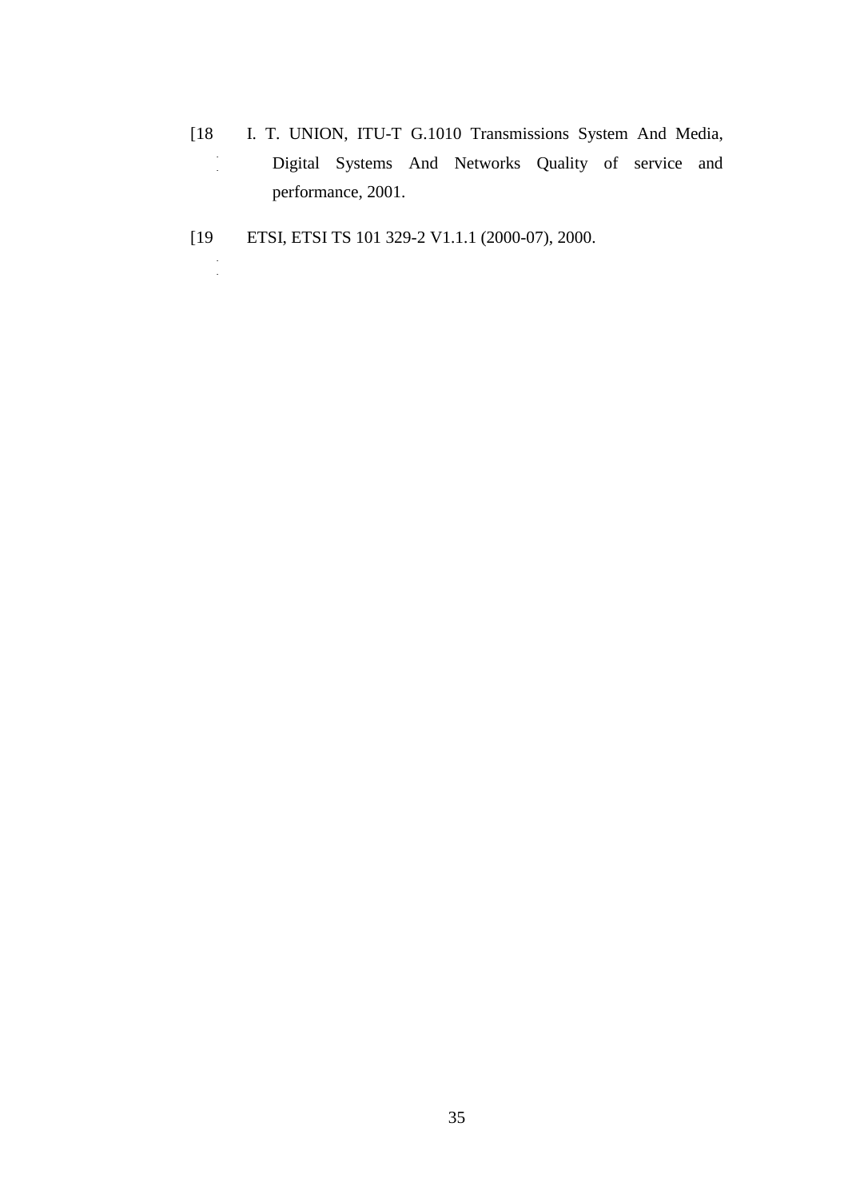[18] I. T. UNION, ITU-T G.1010 Transmissions System And Media, Digital Systems And Networks Quality of service and performance, 2001.

[19] ETSI, ETSI TS 101 329-2 V1.1.1 (2000-07), 2000.